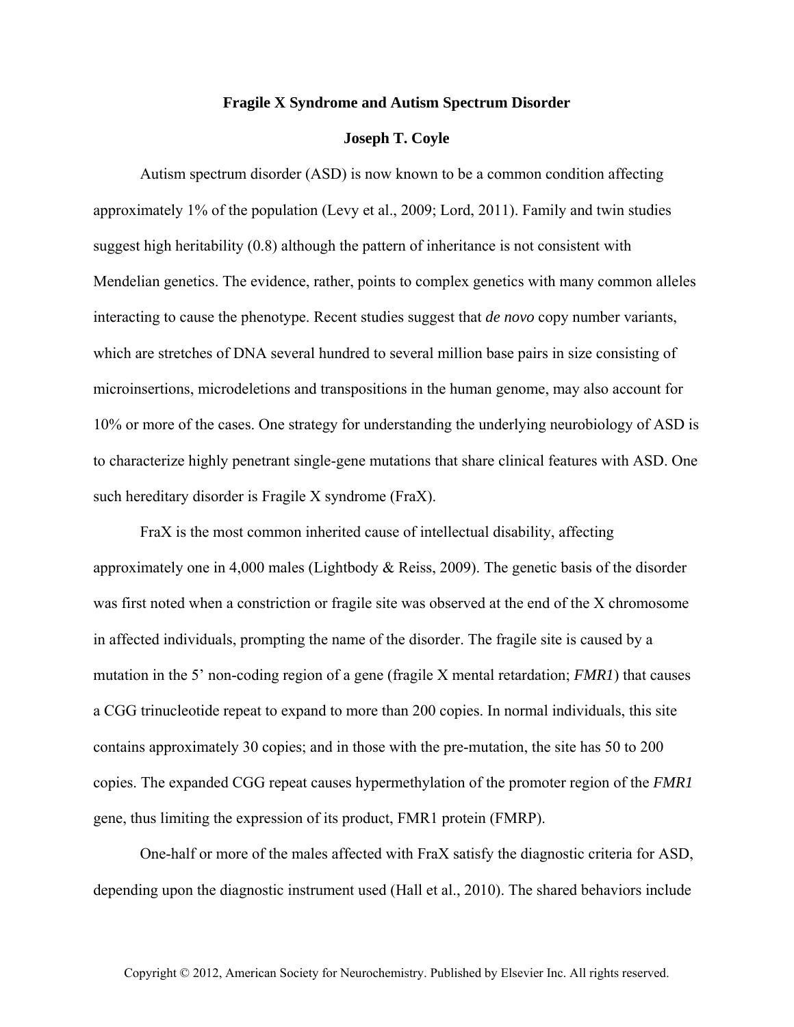# Fragile X Syndrome and Autism Spectrum Disorder

**Joseph T. Coyle**

Autism spectrum disorder (ASD) is now known to be a common condition affecting approximately 1% of the population (Levy et al., 2009; Lord, 2011). Family and twin studies suggest high heritability (0.8) although the pattern of inheritance is not consistent with Mendelian genetics. The evidence, rather, points to complex genetics with many common alleles interacting to cause the phenotype. Recent studies suggest that *de novo* copy number variants, which are stretches of DNA several hundred to several million base pairs in size consisting of microinsertions, microdeletions and transpositions in the human genome, may also account for 10% or more of the cases. One strategy for understanding the underlying neurobiology of ASD is to characterize highly penetrant single-gene mutations that share clinical features with ASD. One such hereditary disorder is Fragile X syndrome (FraX).

FraX is the most common inherited cause of intellectual disability, affecting approximately one in 4,000 males (Lightbody & Reiss, 2009). The genetic basis of the disorder was first noted when a constriction or fragile site was observed at the end of the X chromosome in affected individuals, prompting the name of the disorder. The fragile site is caused by a mutation in the 5' non-coding region of a gene (fragile X mental retardation; *FMR1*) that causes a CGG trinucleotide repeat to expand to more than 200 copies. In normal individuals, this site contains approximately 30 copies; and in those with the pre-mutation, the site has 50 to 200 copies. The expanded CGG repeat causes hypermethylation of the promoter region of the *FMR1* gene, thus limiting the expression of its product, FMR1 protein (FMRP).

One-half or more of the males affected with FraX satisfy the diagnostic criteria for ASD, depending upon the diagnostic instrument used (Hall et al., 2010). The shared behaviors include

Copyright © 2012, American Society for Neurochemistry. Published by Elsevier Inc. All rights reserved.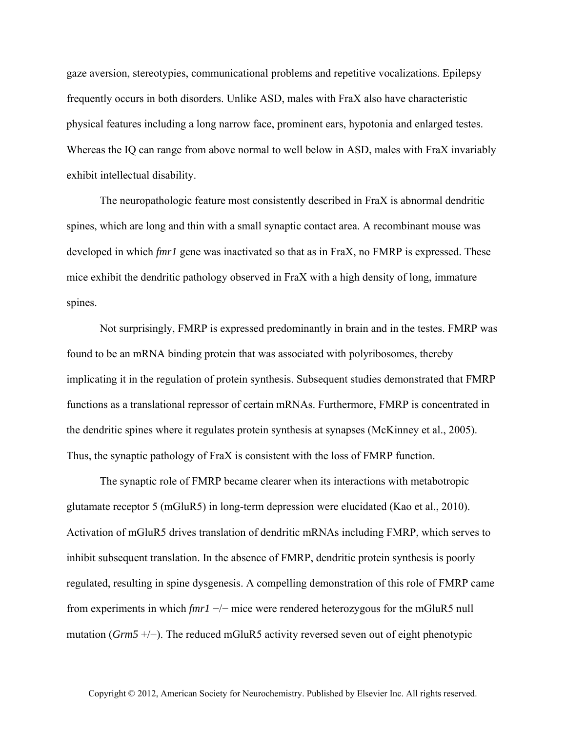gaze aversion, stereotypies, communicational problems and repetitive vocalizations. Epilepsy frequently occurs in both disorders. Unlike ASD, males with FraX also have characteristic physical features including a long narrow face, prominent ears, hypotonia and enlarged testes. Whereas the IQ can range from above normal to well below in ASD, males with FraX invariably exhibit intellectual disability.

The neuropathologic feature most consistently described in FraX is abnormal dendritic spines, which are long and thin with a small synaptic contact area. A recombinant mouse was developed in which *fmr1* gene was inactivated so that as in FraX, no FMRP is expressed. These mice exhibit the dendritic pathology observed in FraX with a high density of long, immature spines.

Not surprisingly, FMRP is expressed predominantly in brain and in the testes. FMRP was found to be an mRNA binding protein that was associated with polyribosomes, thereby implicating it in the regulation of protein synthesis. Subsequent studies demonstrated that FMRP functions as a translational repressor of certain mRNAs. Furthermore, FMRP is concentrated in the dendritic spines where it regulates protein synthesis at synapses (McKinney et al., 2005). Thus, the synaptic pathology of FraX is consistent with the loss of FMRP function.

The synaptic role of FMRP became clearer when its interactions with metabotropic glutamate receptor 5 (mGluR5) in long-term depression were elucidated (Kao et al., 2010). Activation of mGluR5 drives translation of dendritic mRNAs including FMRP, which serves to inhibit subsequent translation. In the absence of FMRP, dendritic protein synthesis is poorly regulated, resulting in spine dysgenesis. A compelling demonstration of this role of FMRP came from experiments in which *fmr1* −/− mice were rendered heterozygous for the mGluR5 null mutation (*Grm5* +/−). The reduced mGluR5 activity reversed seven out of eight phenotypic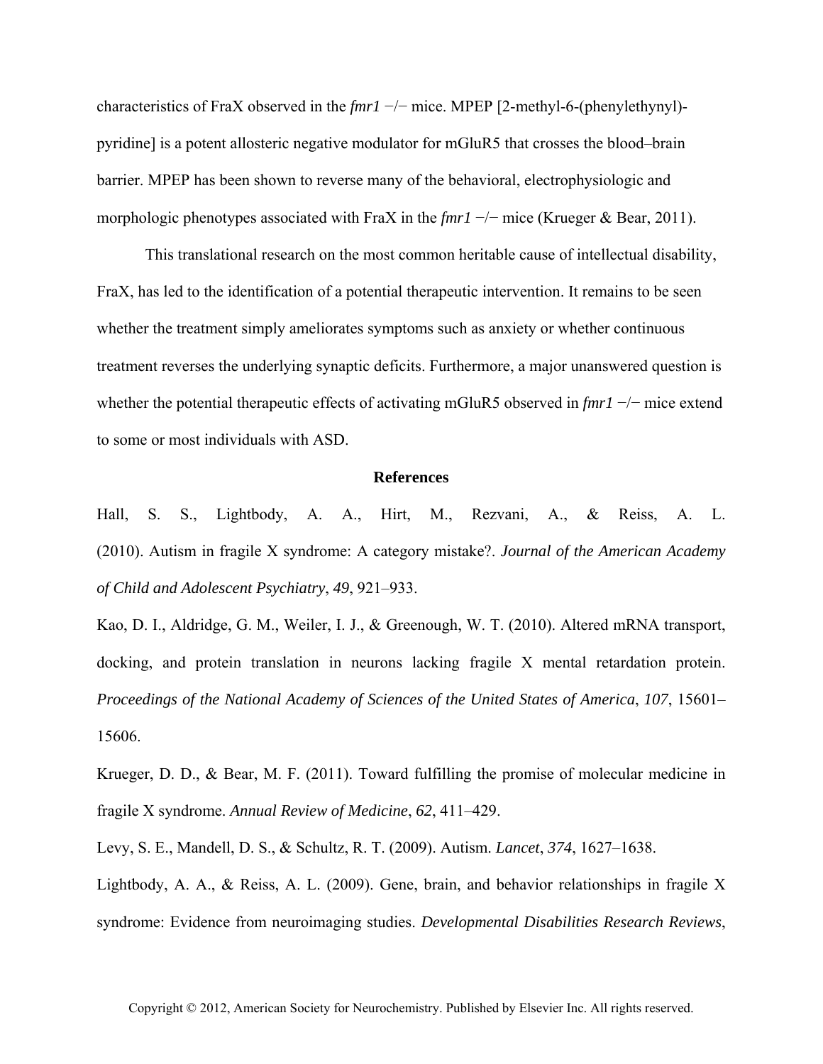characteristics of FraX observed in the *fmr1* −/− mice. MPEP [2-methyl-6-(phenylethynyl)-pyridine] is a potent allosteric negative modulator for mGluR5 that crosses the blood–brain barrier. MPEP has been shown to reverse many of the behavioral, electrophysiologic and morphologic phenotypes associated with FraX in the *fmr1* −/− mice (Krueger & Bear, 2011).

This translational research on the most common heritable cause of intellectual disability, FraX, has led to the identification of a potential therapeutic intervention. It remains to be seen whether the treatment simply ameliorates symptoms such as anxiety or whether continuous treatment reverses the underlying synaptic deficits. Furthermore, a major unanswered question is whether the potential therapeutic effects of activating mGluR5 observed in *fmr1* −/− mice extend to some or most individuals with ASD.

## References

Hall, S. S., Lightbody, A. A., Hirt, M., Rezvani, A., & Reiss, A. L. (2010). Autism in fragile X syndrome: A category mistake?. *Journal of the American Academy of Child and Adolescent Psychiatry*, *49*, 921–933.

Kao, D. I., Aldridge, G. M., Weiler, I. J., & Greenough, W. T. (2010). Altered mRNA transport, docking, and protein translation in neurons lacking fragile X mental retardation protein. *Proceedings of the National Academy of Sciences of the United States of America*, *107*, 15601–15606.

Krueger, D. D., & Bear, M. F. (2011). Toward fulfilling the promise of molecular medicine in fragile X syndrome. *Annual Review of Medicine*, *62*, 411–429.

Levy, S. E., Mandell, D. S., & Schultz, R. T. (2009). Autism. *Lancet*, *374*, 1627–1638.

Lightbody, A. A., & Reiss, A. L. (2009). Gene, brain, and behavior relationships in fragile X syndrome: Evidence from neuroimaging studies. *Developmental Disabilities Research Reviews*,

Copyright © 2012, American Society for Neurochemistry. Published by Elsevier Inc. All rights reserved.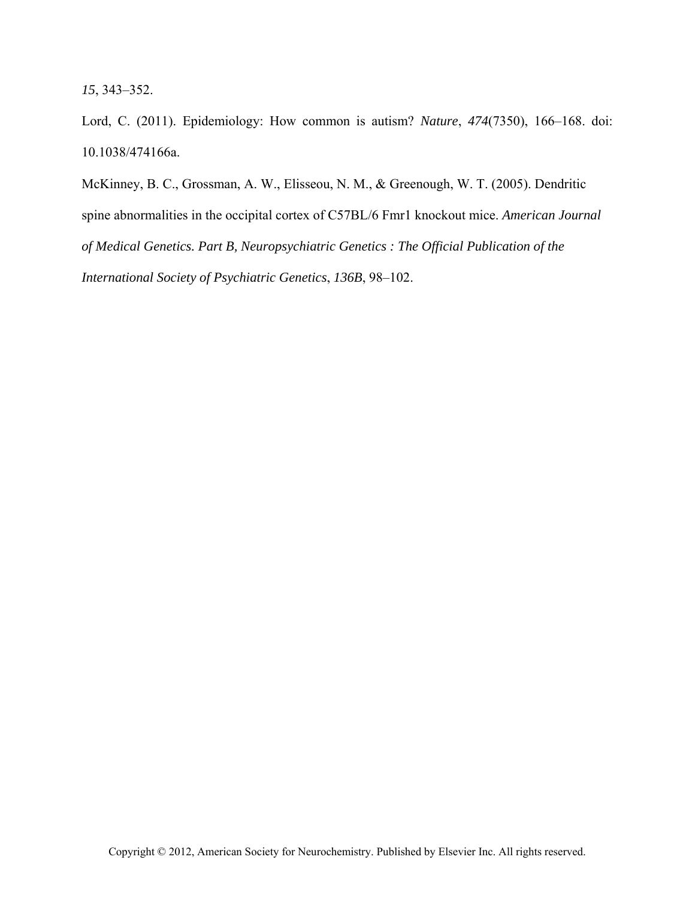*15*, 343–352.

Lord, C. (2011). Epidemiology: How common is autism? *Nature*, *474*(7350), 166–168. doi: 10.1038/474166a.

McKinney, B. C., Grossman, A. W., Elisseou, N. M., & Greenough, W. T. (2005). Dendritic spine abnormalities in the occipital cortex of C57BL/6 Fmr1 knockout mice. *American Journal of Medical Genetics. Part B, Neuropsychiatric Genetics : The Official Publication of the International Society of Psychiatric Genetics*, *136B*, 98–102.

Copyright © 2012, American Society for Neurochemistry. Published by Elsevier Inc. All rights reserved.